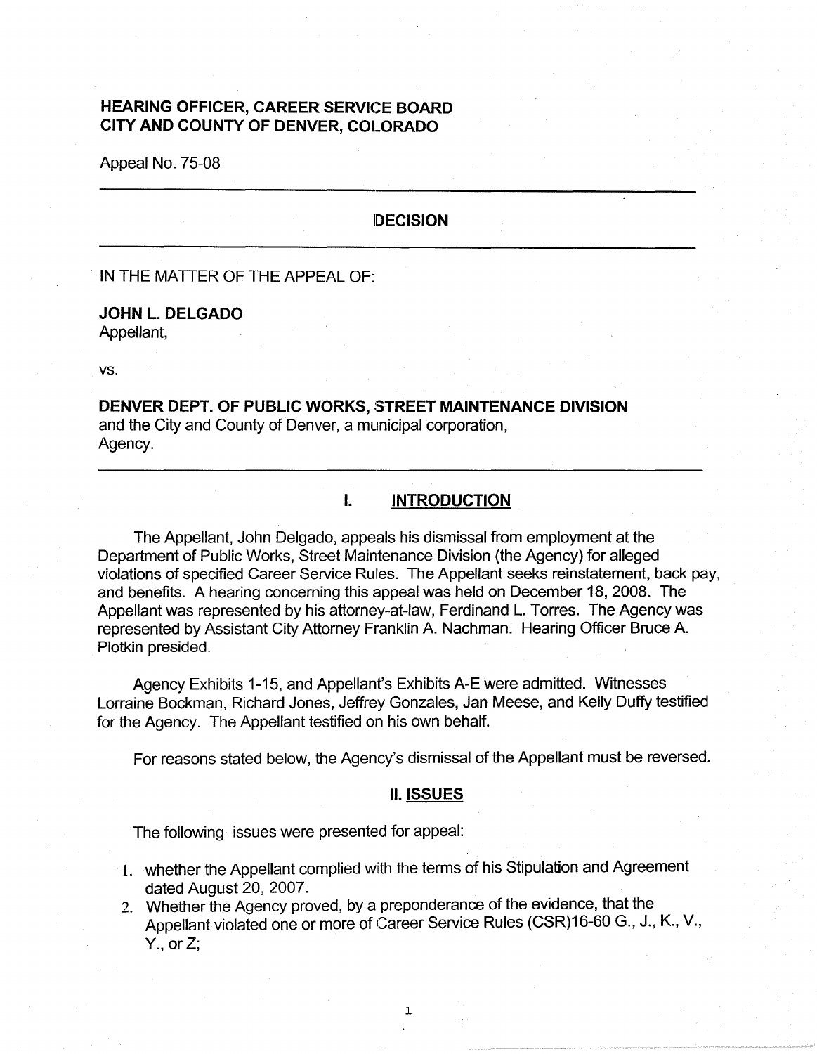**HEARING OFFICER, CAREER SERVICE BOARD**
**CITY AND COUNTY OF DENVER, COLORADO**

Appeal No. 75-08

---

**DECISION**

---

IN THE MATTER OF THE APPEAL OF:

**JOHN L. DELGADO**
Appellant,

vs.

**DENVER DEPT. OF PUBLIC WORKS, STREET MAINTENANCE DIVISION**
and the City and County of Denver, a municipal corporation,
Agency.

---

## I. INTRODUCTION

The Appellant, John Delgado, appeals his dismissal from employment at the Department of Public Works, Street Maintenance Division (the Agency) for alleged violations of specified Career Service Rules. The Appellant seeks reinstatement, back pay, and benefits. A hearing concerning this appeal was held on December 18, 2008. The Appellant was represented by his attorney-at-law, Ferdinand L. Torres. The Agency was represented by Assistant City Attorney Franklin A. Nachman. Hearing Officer Bruce A. Plotkin presided.

Agency Exhibits 1-15, and Appellant's Exhibits A-E were admitted. Witnesses Lorraine Bockman, Richard Jones, Jeffrey Gonzales, Jan Meese, and Kelly Duffy testified for the Agency. The Appellant testified on his own behalf.

For reasons stated below, the Agency's dismissal of the Appellant must be reversed.

## II. ISSUES

The following issues were presented for appeal:

1. whether the Appellant complied with the terms of his Stipulation and Agreement dated August 20, 2007.
2. Whether the Agency proved, by a preponderance of the evidence, that the Appellant violated one or more of Career Service Rules (CSR)16-60 G., J., K., V., Y., or Z;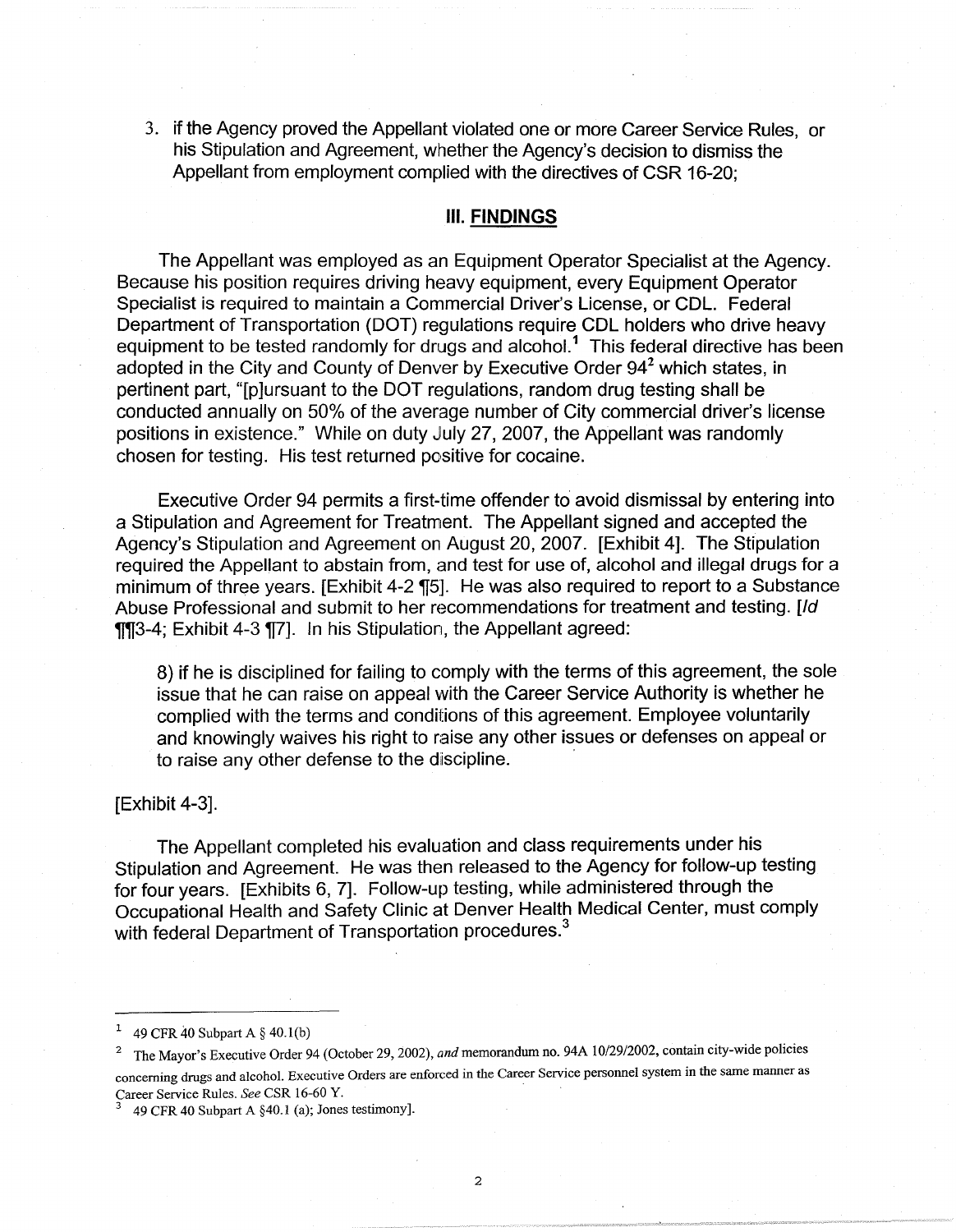3. if the Agency proved the Appellant violated one or more Career Service Rules, or his Stipulation and Agreement, whether the Agency's decision to dismiss the Appellant from employment complied with the directives of CSR 16-20;

## III. FINDINGS

The Appellant was employed as an Equipment Operator Specialist at the Agency. Because his position requires driving heavy equipment, every Equipment Operator Specialist is required to maintain a Commercial Driver's License, or CDL. Federal Department of Transportation (DOT) regulations require CDL holders who drive heavy equipment to be tested randomly for drugs and alcohol.[1] This federal directive has been adopted in the City and County of Denver by Executive Order 94[2] which states, in pertinent part, "[p]ursuant to the DOT regulations, random drug testing shall be conducted annually on 50% of the average number of City commercial driver's license positions in existence." While on duty July 27, 2007, the Appellant was randomly chosen for testing. His test returned positive for cocaine.

Executive Order 94 permits a first-time offender to avoid dismissal by entering into a Stipulation and Agreement for Treatment. The Appellant signed and accepted the Agency's Stipulation and Agreement on August 20, 2007. [Exhibit 4]. The Stipulation required the Appellant to abstain from, and test for use of, alcohol and illegal drugs for a minimum of three years. [Exhibit 4-2 ¶5]. He was also required to report to a Substance Abuse Professional and submit to her recommendations for treatment and testing. [*Id* ¶¶3-4; Exhibit 4-3 ¶7]. In his Stipulation, the Appellant agreed:

> 8) if he is disciplined for failing to comply with the terms of this agreement, the sole issue that he can raise on appeal with the Career Service Authority is whether he complied with the terms and conditions of this agreement. Employee voluntarily and knowingly waives his right to raise any other issues or defenses on appeal or to raise any other defense to the discipline.

[Exhibit 4-3].

The Appellant completed his evaluation and class requirements under his Stipulation and Agreement. He was then released to the Agency for follow-up testing for four years. [Exhibits 6, 7]. Follow-up testing, while administered through the Occupational Health and Safety Clinic at Denver Health Medical Center, must comply with federal Department of Transportation procedures.[3]

---

[1] 49 CFR 40 Subpart A § 40.1(b)

[2] The Mayor's Executive Order 94 (October 29, 2002), *and* memorandum no. 94A 10/29/2002, contain city-wide policies concerning drugs and alcohol. Executive Orders are enforced in the Career Service personnel system in the same manner as Career Service Rules. *See* CSR 16-60 Y.

[3] 49 CFR 40 Subpart A §40.1 (a); Jones testimony].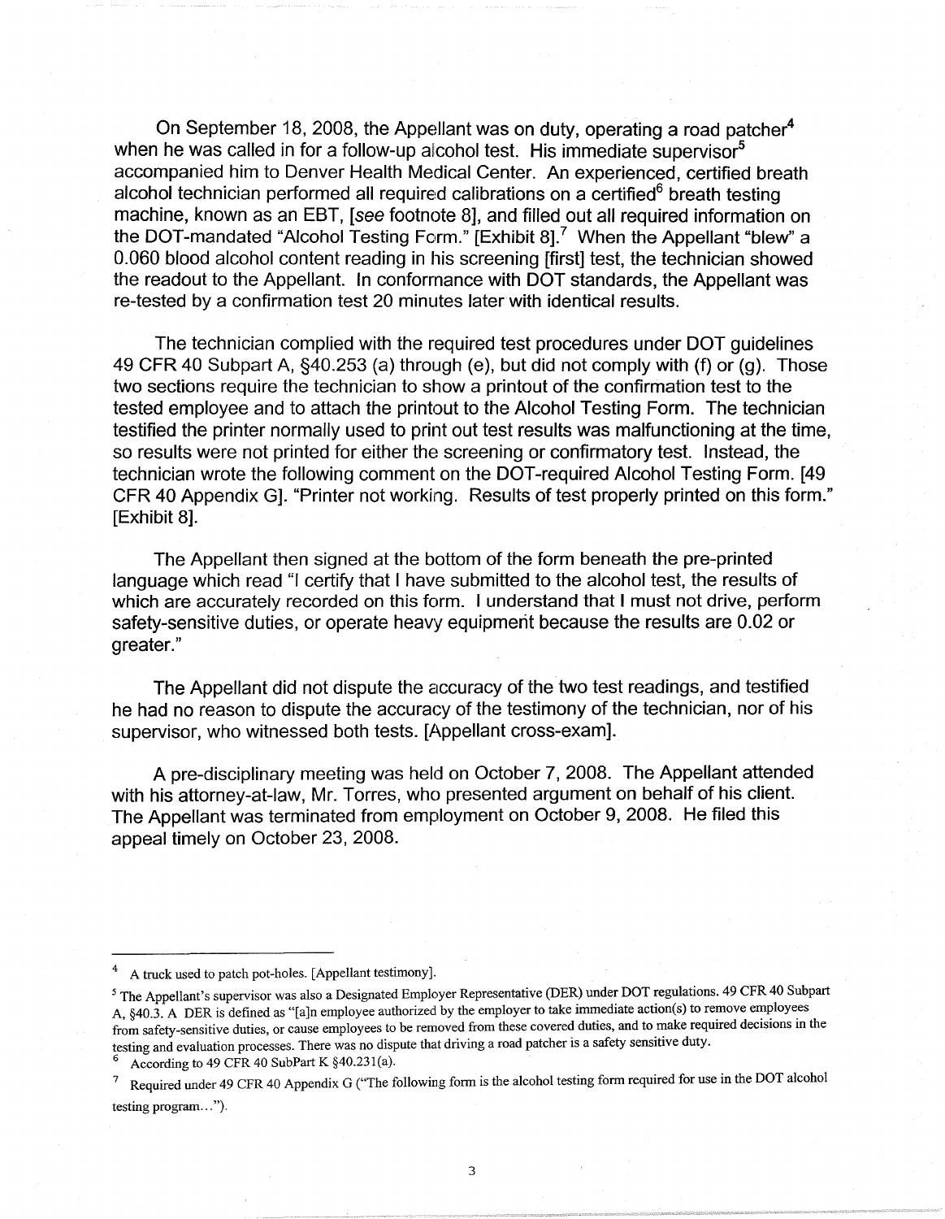On September 18, 2008, the Appellant was on duty, operating a road patcher[4] when he was called in for a follow-up alcohol test. His immediate supervisor[5] accompanied him to Denver Health Medical Center. An experienced, certified breath alcohol technician performed all required calibrations on a certified[6] breath testing machine, known as an EBT, [*see* footnote 8], and filled out all required information on the DOT-mandated "Alcohol Testing Form." [Exhibit 8].[7] When the Appellant "blew" a 0.060 blood alcohol content reading in his screening [first] test, the technician showed the readout to the Appellant. In conformance with DOT standards, the Appellant was re-tested by a confirmation test 20 minutes later with identical results.

The technician complied with the required test procedures under DOT guidelines 49 CFR 40 Subpart A, §40.253 (a) through (e), but did not comply with (f) or (g). Those two sections require the technician to show a printout of the confirmation test to the tested employee and to attach the printout to the Alcohol Testing Form. The technician testified the printer normally used to print out test results was malfunctioning at the time, so results were not printed for either the screening or confirmatory test. Instead, the technician wrote the following comment on the DOT-required Alcohol Testing Form. [49 CFR 40 Appendix G]. "Printer not working. Results of test properly printed on this form." [Exhibit 8].

The Appellant then signed at the bottom of the form beneath the pre-printed language which read "I certify that I have submitted to the alcohol test, the results of which are accurately recorded on this form. I understand that I must not drive, perform safety-sensitive duties, or operate heavy equipment because the results are 0.02 or greater."

The Appellant did not dispute the accuracy of the two test readings, and testified he had no reason to dispute the accuracy of the testimony of the technician, nor of his supervisor, who witnessed both tests. [Appellant cross-exam].

A pre-disciplinary meeting was held on October 7, 2008. The Appellant attended with his attorney-at-law, Mr. Torres, who presented argument on behalf of his client. The Appellant was terminated from employment on October 9, 2008. He filed this appeal timely on October 23, 2008.

---

[4] A truck used to patch pot-holes. [Appellant testimony].

[5] The Appellant's supervisor was also a Designated Employer Representative (DER) under DOT regulations. 49 CFR 40 Subpart A, §40.3. A DER is defined as "[a]n employee authorized by the employer to take immediate action(s) to remove employees from safety-sensitive duties, or cause employees to be removed from these covered duties, and to make required decisions in the testing and evaluation processes. There was no dispute that driving a road patcher is a safety sensitive duty.

[6] According to 49 CFR 40 SubPart K §40.231(a).

[7] Required under 49 CFR 40 Appendix G ("The following form is the alcohol testing form required for use in the DOT alcohol testing program…").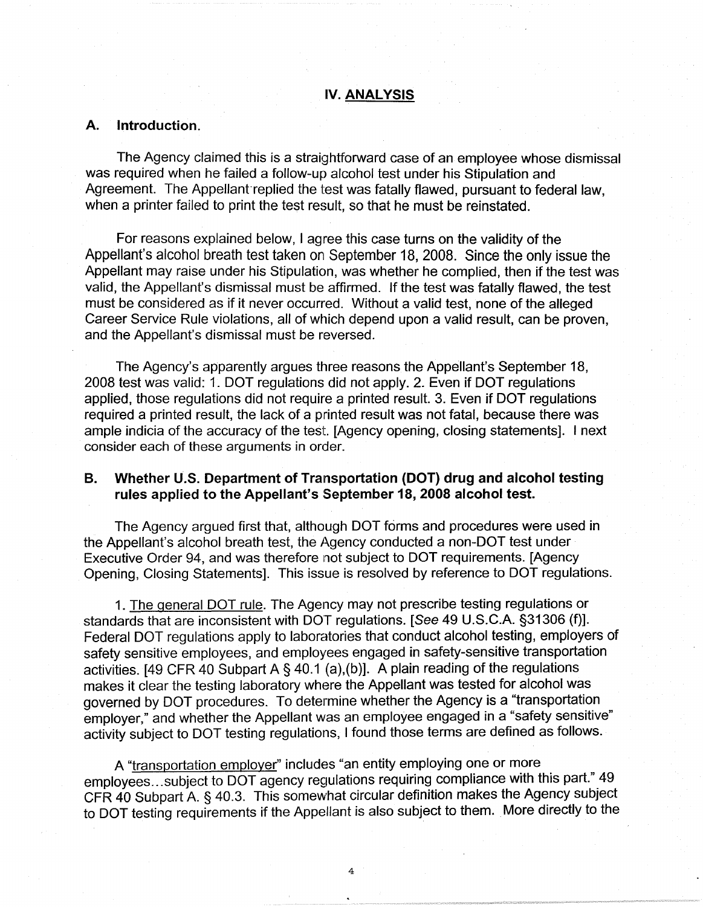## IV. ANALYSIS

### A. Introduction.

The Agency claimed this is a straightforward case of an employee whose dismissal was required when he failed a follow-up alcohol test under his Stipulation and Agreement. The Appellant replied the test was fatally flawed, pursuant to federal law, when a printer failed to print the test result, so that he must be reinstated.

For reasons explained below, I agree this case turns on the validity of the Appellant's alcohol breath test taken on September 18, 2008. Since the only issue the Appellant may raise under his Stipulation, was whether he complied, then if the test was valid, the Appellant's dismissal must be affirmed. If the test was fatally flawed, the test must be considered as if it never occurred. Without a valid test, none of the alleged Career Service Rule violations, all of which depend upon a valid result, can be proven, and the Appellant's dismissal must be reversed.

The Agency's apparently argues three reasons the Appellant's September 18, 2008 test was valid: 1. DOT regulations did not apply. 2. Even if DOT regulations applied, those regulations did not require a printed result. 3. Even if DOT regulations required a printed result, the lack of a printed result was not fatal, because there was ample indicia of the accuracy of the test. [Agency opening, closing statements]. I next consider each of these arguments in order.

### B. Whether U.S. Department of Transportation (DOT) drug and alcohol testing rules applied to the Appellant's September 18, 2008 alcohol test.

The Agency argued first that, although DOT forms and procedures were used in the Appellant's alcohol breath test, the Agency conducted a non-DOT test under Executive Order 94, and was therefore not subject to DOT requirements. [Agency Opening, Closing Statements]. This issue is resolved by reference to DOT regulations.

1. The general DOT rule. The Agency may not prescribe testing regulations or standards that are inconsistent with DOT regulations. [*See* 49 U.S.C.A. §31306 (f)]. Federal DOT regulations apply to laboratories that conduct alcohol testing, employers of safety sensitive employees, and employees engaged in safety-sensitive transportation activities. [49 CFR 40 Subpart A § 40.1 (a),(b)]. A plain reading of the regulations makes it clear the testing laboratory where the Appellant was tested for alcohol was governed by DOT procedures. To determine whether the Agency is a "transportation employer," and whether the Appellant was an employee engaged in a "safety sensitive" activity subject to DOT testing regulations, I found those terms are defined as follows.

A "transportation employer" includes "an entity employing one or more employees...subject to DOT agency regulations requiring compliance with this part." 49 CFR 40 Subpart A. § 40.3. This somewhat circular definition makes the Agency subject to DOT testing requirements if the Appellant is also subject to them. More directly to the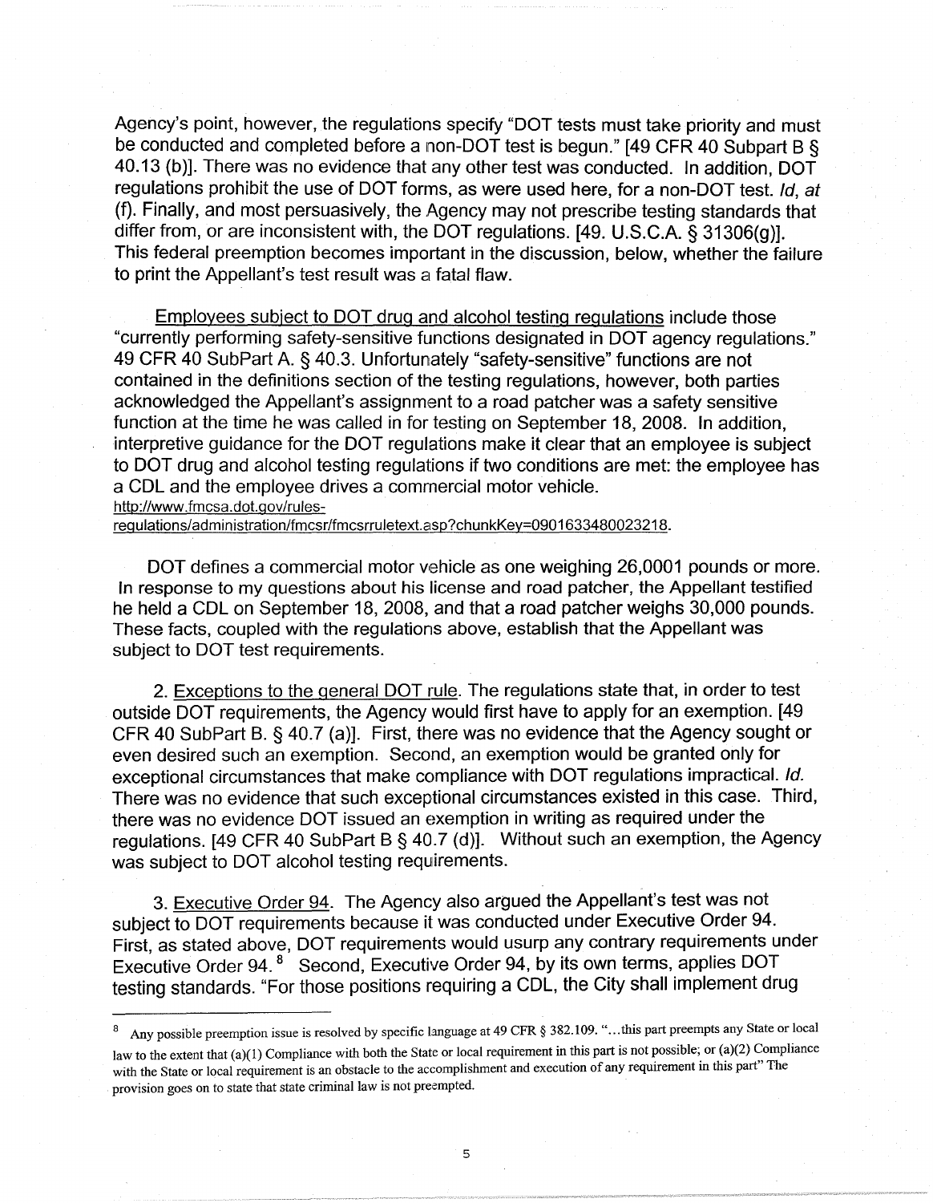Agency's point, however, the regulations specify "DOT tests must take priority and must be conducted and completed before a non-DOT test is begun." [49 CFR 40 Subpart B § 40.13 (b)]. There was no evidence that any other test was conducted. In addition, DOT regulations prohibit the use of DOT forms, as were used here, for a non-DOT test. *Id, at* (f). Finally, and most persuasively, the Agency may not prescribe testing standards that differ from, or are inconsistent with, the DOT regulations. [49. U.S.C.A. § 31306(g)]. This federal preemption becomes important in the discussion, below, whether the failure to print the Appellant's test result was a fatal flaw.

Employees subject to DOT drug and alcohol testing regulations include those "currently performing safety-sensitive functions designated in DOT agency regulations." 49 CFR 40 SubPart A. § 40.3. Unfortunately "safety-sensitive" functions are not contained in the definitions section of the testing regulations, however, both parties acknowledged the Appellant's assignment to a road patcher was a safety sensitive function at the time he was called in for testing on September 18, 2008. In addition, interpretive guidance for the DOT regulations make it clear that an employee is subject to DOT drug and alcohol testing regulations if two conditions are met: the employee has a CDL and the employee drives a commercial motor vehicle. http://www.fmcsa.dot.gov/rules-regulations/administration/fmcsr/fmcsrruletext.asp?chunkKey=0901633480023218.

DOT defines a commercial motor vehicle as one weighing 26,0001 pounds or more. In response to my questions about his license and road patcher, the Appellant testified he held a CDL on September 18, 2008, and that a road patcher weighs 30,000 pounds. These facts, coupled with the regulations above, establish that the Appellant was subject to DOT test requirements.

2. Exceptions to the general DOT rule. The regulations state that, in order to test outside DOT requirements, the Agency would first have to apply for an exemption. [49 CFR 40 SubPart B. § 40.7 (a)]. First, there was no evidence that the Agency sought or even desired such an exemption. Second, an exemption would be granted only for exceptional circumstances that make compliance with DOT regulations impractical. *Id.* There was no evidence that such exceptional circumstances existed in this case. Third, there was no evidence DOT issued an exemption in writing as required under the regulations. [49 CFR 40 SubPart B § 40.7 (d)]. Without such an exemption, the Agency was subject to DOT alcohol testing requirements.

3. Executive Order 94. The Agency also argued the Appellant's test was not subject to DOT requirements because it was conducted under Executive Order 94. First, as stated above, DOT requirements would usurp any contrary requirements under Executive Order 94.[8] Second, Executive Order 94, by its own terms, applies DOT testing standards. "For those positions requiring a CDL, the City shall implement drug

---

[8] Any possible preemption issue is resolved by specific language at 49 CFR § 382.109. "...this part preempts any State or local law to the extent that (a)(1) Compliance with both the State or local requirement in this part is not possible; or (a)(2) Compliance with the State or local requirement is an obstacle to the accomplishment and execution of any requirement in this part" The provision goes on to state that state criminal law is not preempted.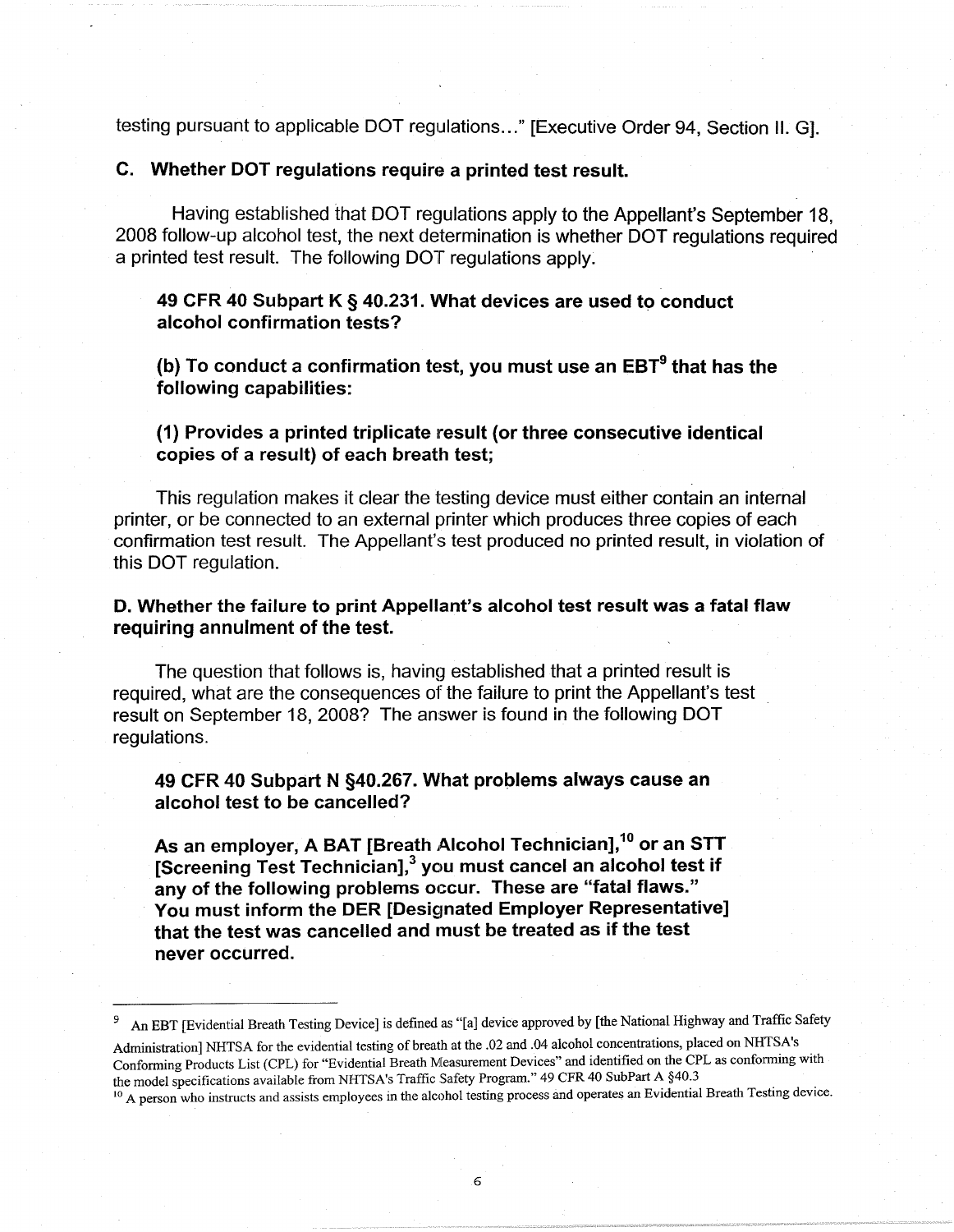testing pursuant to applicable DOT regulations..." [Executive Order 94, Section II. G].

**C. Whether DOT regulations require a printed test result.**

Having established that DOT regulations apply to the Appellant's September 18, 2008 follow-up alcohol test, the next determination is whether DOT regulations required a printed test result. The following DOT regulations apply.

> **49 CFR 40 Subpart K § 40.231. What devices are used to conduct alcohol confirmation tests?**
>
> **(b) To conduct a confirmation test, you must use an EBT[9] that has the following capabilities:**
>
> **(1) Provides a printed triplicate result (or three consecutive identical copies of a result) of each breath test;**

This regulation makes it clear the testing device must either contain an internal printer, or be connected to an external printer which produces three copies of each confirmation test result. The Appellant's test produced no printed result, in violation of this DOT regulation.

**D. Whether the failure to print Appellant's alcohol test result was a fatal flaw requiring annulment of the test.**

The question that follows is, having established that a printed result is required, what are the consequences of the failure to print the Appellant's test result on September 18, 2008? The answer is found in the following DOT regulations.

> **49 CFR 40 Subpart N §40.267. What problems always cause an alcohol test to be cancelled?**
>
> **As an employer, A BAT [Breath Alcohol Technician],[10] or an STT [Screening Test Technician],[3] you must cancel an alcohol test if any of the following problems occur. These are "fatal flaws." You must inform the DER [Designated Employer Representative] that the test was cancelled and must be treated as if the test never occurred.**

---

[9] An EBT [Evidential Breath Testing Device] is defined as "[a] device approved by [the National Highway and Traffic Safety Administration] NHTSA for the evidential testing of breath at the .02 and .04 alcohol concentrations, placed on NHTSA's Conforming Products List (CPL) for "Evidential Breath Measurement Devices" and identified on the CPL as conforming with the model specifications available from NHTSA's Traffic Safety Program." 49 CFR 40 SubPart A §40.3

[10] A person who instructs and assists employees in the alcohol testing process and operates an Evidential Breath Testing device.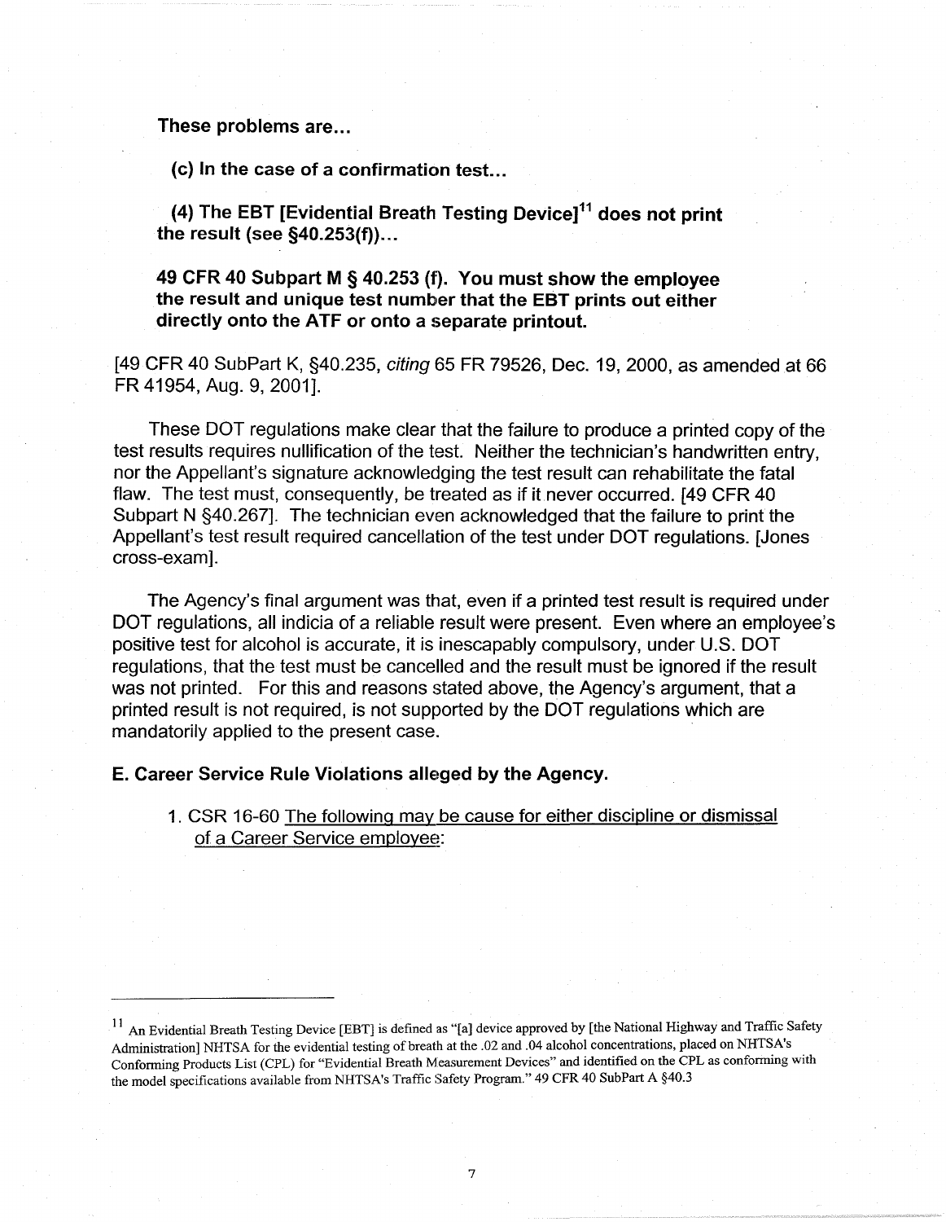**These problems are…**

**(c) In the case of a confirmation test…**

**(4) The EBT [Evidential Breath Testing Device][11] does not print the result (see §40.253(f))…**

**49 CFR 40 Subpart M § 40.253 (f). You must show the employee the result and unique test number that the EBT prints out either directly onto the ATF or onto a separate printout.**

[49 CFR 40 SubPart K, §40.235, *citing* 65 FR 79526, Dec. 19, 2000, as amended at 66 FR 41954, Aug. 9, 2001].

These DOT regulations make clear that the failure to produce a printed copy of the test results requires nullification of the test. Neither the technician's handwritten entry, nor the Appellant's signature acknowledging the test result can rehabilitate the fatal flaw. The test must, consequently, be treated as if it never occurred. [49 CFR 40 Subpart N §40.267]. The technician even acknowledged that the failure to print the Appellant's test result required cancellation of the test under DOT regulations. [Jones cross-exam].

The Agency's final argument was that, even if a printed test result is required under DOT regulations, all indicia of a reliable result were present. Even where an employee's positive test for alcohol is accurate, it is inescapably compulsory, under U.S. DOT regulations, that the test must be cancelled and the result must be ignored if the result was not printed. For this and reasons stated above, the Agency's argument, that a printed result is not required, is not supported by the DOT regulations which are mandatorily applied to the present case.

**E. Career Service Rule Violations alleged by the Agency.**

1. CSR 16-60 <u>The following may be cause for either discipline or dismissal of a Career Service employee</u>:

---

[11] An Evidential Breath Testing Device [EBT] is defined as "[a] device approved by [the National Highway and Traffic Safety Administration] NHTSA for the evidential testing of breath at the .02 and .04 alcohol concentrations, placed on NHTSA's Conforming Products List (CPL) for "Evidential Breath Measurement Devices" and identified on the CPL as conforming with the model specifications available from NHTSA's Traffic Safety Program." 49 CFR 40 SubPart A §40.3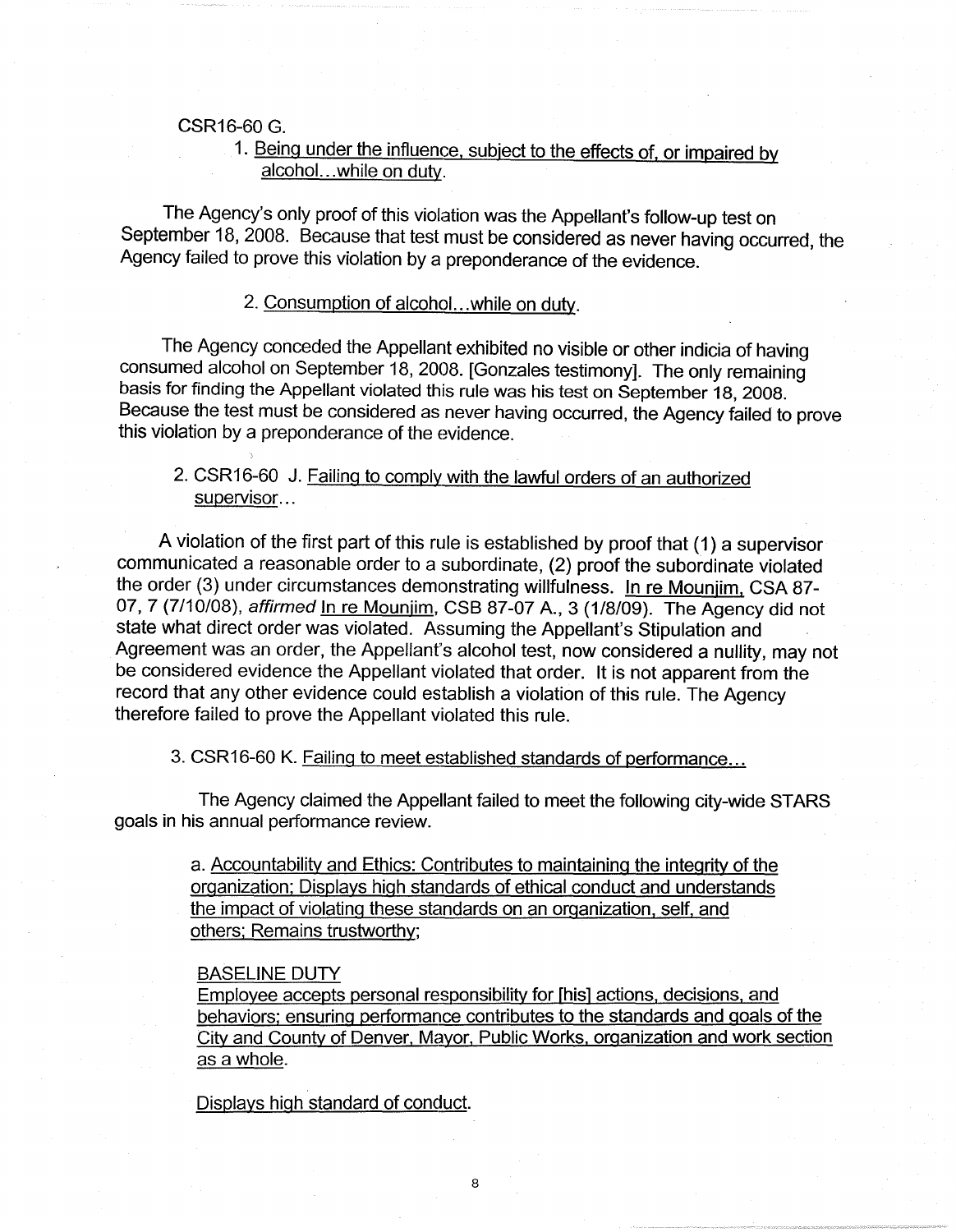CSR16-60 G.

1. <u>Being under the influence, subject to the effects of, or impaired by alcohol...while on duty</u>.

The Agency's only proof of this violation was the Appellant's follow-up test on September 18, 2008. Because that test must be considered as never having occurred, the Agency failed to prove this violation by a preponderance of the evidence.

2. <u>Consumption of alcohol...while on duty</u>.

The Agency conceded the Appellant exhibited no visible or other indicia of having consumed alcohol on September 18, 2008. [Gonzales testimony]. The only remaining basis for finding the Appellant violated this rule was his test on September 18, 2008. Because the test must be considered as never having occurred, the Agency failed to prove this violation by a preponderance of the evidence.

2. CSR16-60 J. <u>Failing to comply with the lawful orders of an authorized supervisor</u>...

A violation of the first part of this rule is established by proof that (1) a supervisor communicated a reasonable order to a subordinate, (2) proof the subordinate violated the order (3) under circumstances demonstrating willfulness. <u>In re Mounjim</u>, CSA 87-07, 7 (7/10/08), *affirmed* <u>In re Mounjim</u>, CSB 87-07 A., 3 (1/8/09). The Agency did not state what direct order was violated. Assuming the Appellant's Stipulation and Agreement was an order, the Appellant's alcohol test, now considered a nullity, may not be considered evidence the Appellant violated that order. It is not apparent from the record that any other evidence could establish a violation of this rule. The Agency therefore failed to prove the Appellant violated this rule.

3. CSR16-60 K. <u>Failing to meet established standards of performance...</u>

The Agency claimed the Appellant failed to meet the following city-wide STARS goals in his annual performance review.

a. <u>Accountability and Ethics: Contributes to maintaining the integrity of the organization; Displays high standards of ethical conduct and understands the impact of violating these standards on an organization, self, and others; Remains trustworthy;</u>

<u>BASELINE DUTY</u>
<u>Employee accepts personal responsibility for [his] actions, decisions, and behaviors; ensuring performance contributes to the standards and goals of the City and County of Denver, Mayor, Public Works, organization and work section as a whole</u>.

<u>Displays high standard of conduct</u>.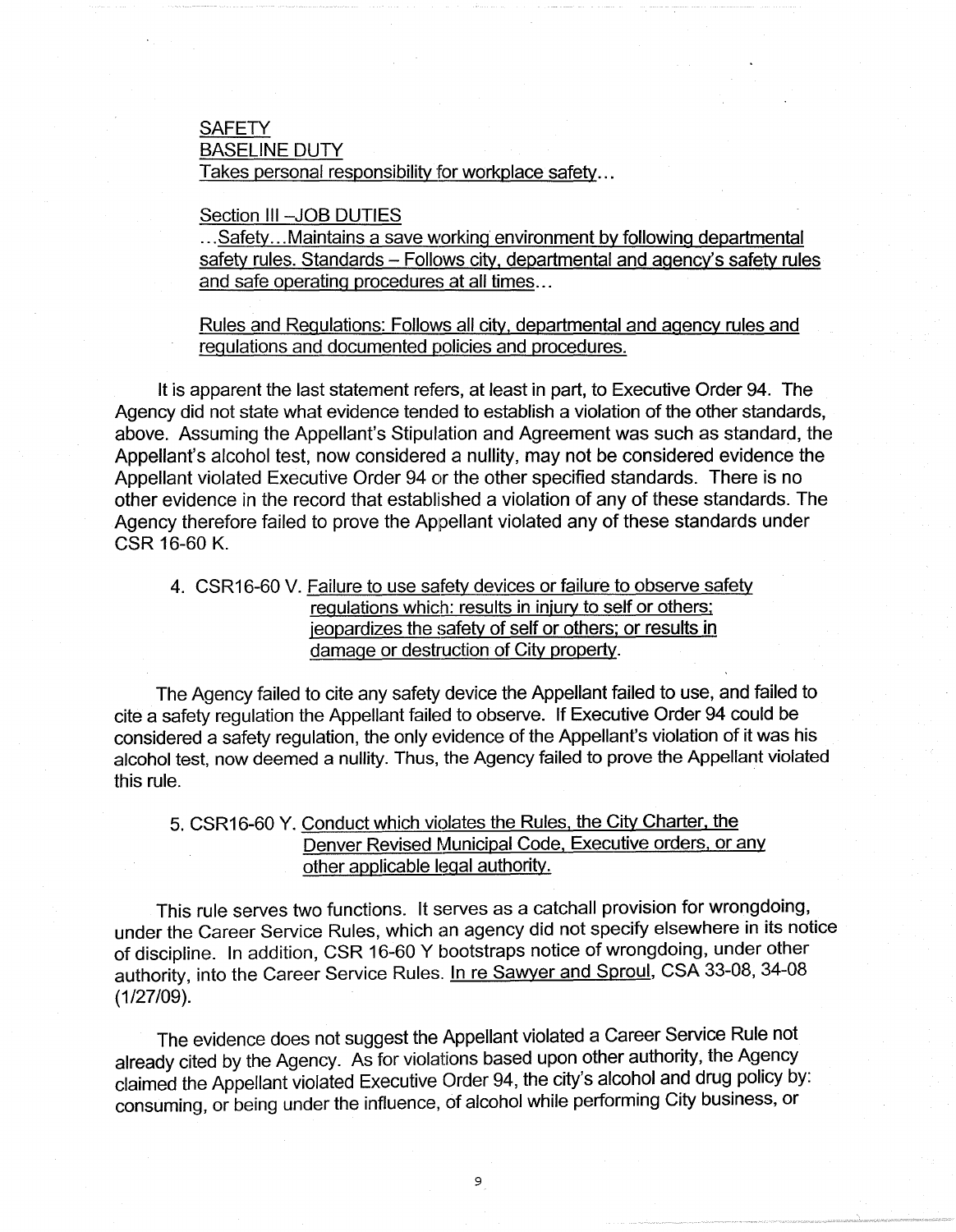SAFETY
BASELINE DUTY
Takes personal responsibility for workplace safety…

Section III –JOB DUTIES
…Safety…Maintains a save working environment by following departmental safety rules. Standards – Follows city, departmental and agency's safety rules and safe operating procedures at all times…

Rules and Regulations: Follows all city, departmental and agency rules and regulations and documented policies and procedures.

It is apparent the last statement refers, at least in part, to Executive Order 94. The Agency did not state what evidence tended to establish a violation of the other standards, above. Assuming the Appellant's Stipulation and Agreement was such as standard, the Appellant's alcohol test, now considered a nullity, may not be considered evidence the Appellant violated Executive Order 94 or the other specified standards. There is no other evidence in the record that established a violation of any of these standards. The Agency therefore failed to prove the Appellant violated any of these standards under CSR 16-60 K.

4. CSR16-60 V. Failure to use safety devices or failure to observe safety regulations which: results in injury to self or others; jeopardizes the safety of self or others; or results in damage or destruction of City property.

The Agency failed to cite any safety device the Appellant failed to use, and failed to cite a safety regulation the Appellant failed to observe. If Executive Order 94 could be considered a safety regulation, the only evidence of the Appellant's violation of it was his alcohol test, now deemed a nullity. Thus, the Agency failed to prove the Appellant violated this rule.

5. CSR16-60 Y. Conduct which violates the Rules, the City Charter, the Denver Revised Municipal Code, Executive orders, or any other applicable legal authority.

This rule serves two functions. It serves as a catchall provision for wrongdoing, under the Career Service Rules, which an agency did not specify elsewhere in its notice of discipline. In addition, CSR 16-60 Y bootstraps notice of wrongdoing, under other authority, into the Career Service Rules. In re Sawyer and Sproul, CSA 33-08, 34-08 (1/27/09).

The evidence does not suggest the Appellant violated a Career Service Rule not already cited by the Agency. As for violations based upon other authority, the Agency claimed the Appellant violated Executive Order 94, the city's alcohol and drug policy by: consuming, or being under the influence, of alcohol while performing City business, or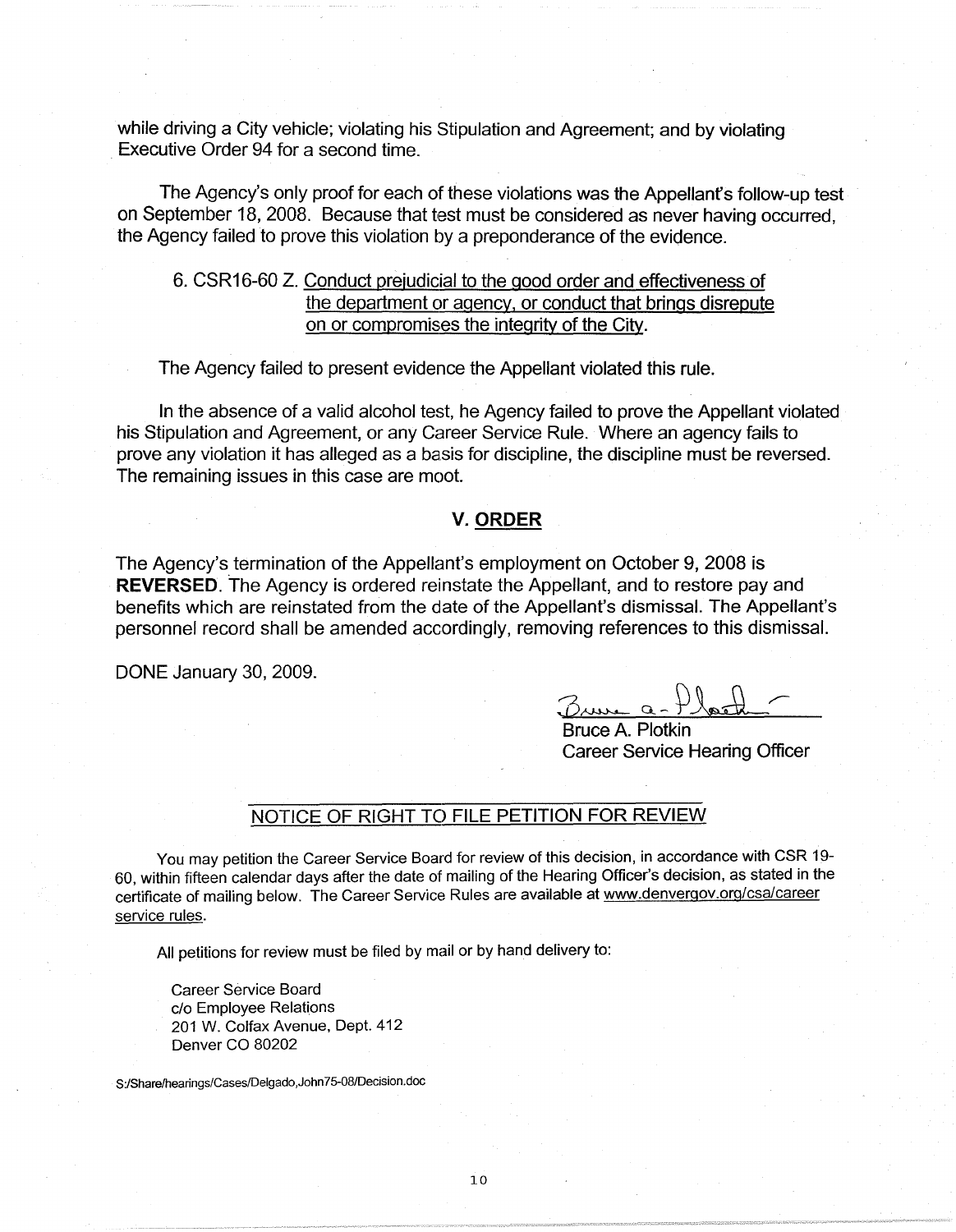while driving a City vehicle; violating his Stipulation and Agreement; and by violating Executive Order 94 for a second time.

The Agency's only proof for each of these violations was the Appellant's follow-up test on September 18, 2008. Because that test must be considered as never having occurred, the Agency failed to prove this violation by a preponderance of the evidence.

6. CSR16-60 Z. Conduct prejudicial to the good order and effectiveness of the department or agency, or conduct that brings disrepute on or compromises the integrity of the City.

The Agency failed to present evidence the Appellant violated this rule.

In the absence of a valid alcohol test, he Agency failed to prove the Appellant violated his Stipulation and Agreement, or any Career Service Rule. Where an agency fails to prove any violation it has alleged as a basis for discipline, the discipline must be reversed. The remaining issues in this case are moot.

## V. ORDER

The Agency's termination of the Appellant's employment on October 9, 2008 is **REVERSED**. The Agency is ordered reinstate the Appellant, and to restore pay and benefits which are reinstated from the date of the Appellant's dismissal. The Appellant's personnel record shall be amended accordingly, removing references to this dismissal.

DONE January 30, 2009.

Bruce A. Plotkin
Career Service Hearing Officer

### NOTICE OF RIGHT TO FILE PETITION FOR REVIEW

You may petition the Career Service Board for review of this decision, in accordance with CSR 19-60, within fifteen calendar days after the date of mailing of the Hearing Officer's decision, as stated in the certificate of mailing below. The Career Service Rules are available at www.denvergov.org/csa/career service rules.

All petitions for review must be filed by mail or by hand delivery to:

Career Service Board
c/o Employee Relations
201 W. Colfax Avenue, Dept. 412
Denver CO 80202

S:/Share/hearings/Cases/Delgado,John75-08/Decision.doc